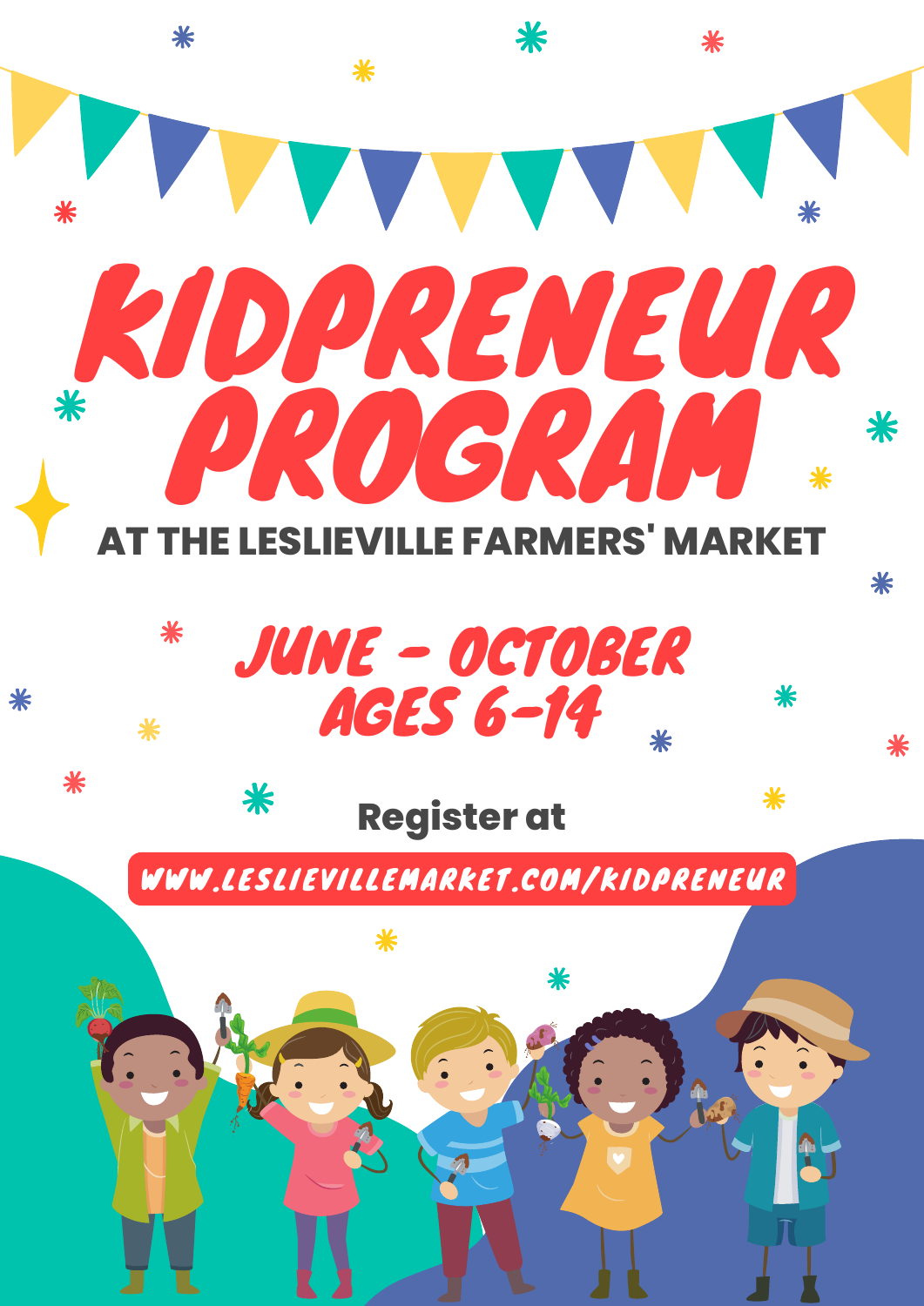# KIDPRENEUR PROGRAM

## AT THE LESLIEVILLE FARMERS' MARKET

## JUNE - OCTOBER
## AGES 6-14

Register at

**WWW.LESLIEVILLEMARKET.COM/KIDPRENEUR**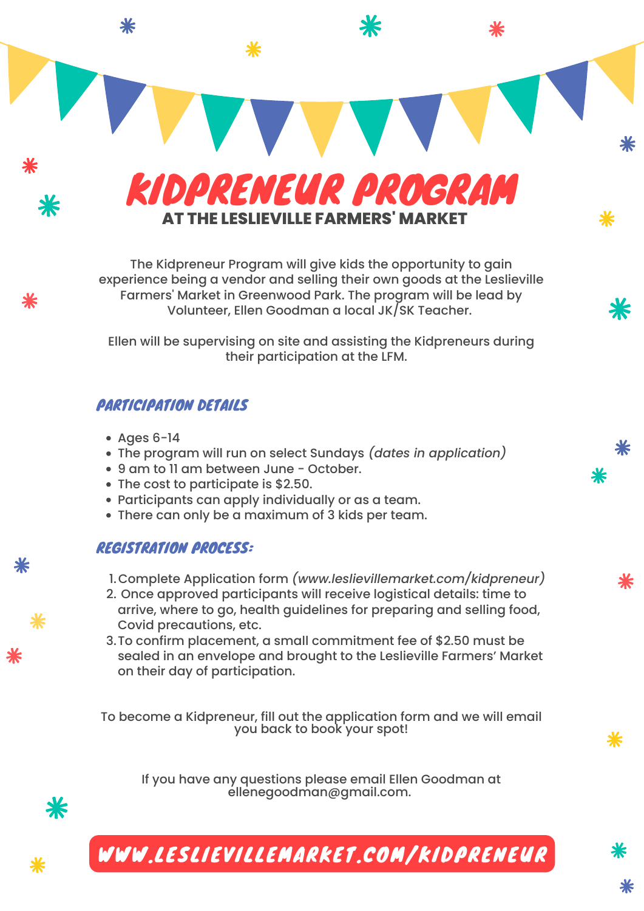# KIDPRENEUR PROGRAM

## AT THE LESLIEVILLE FARMERS' MARKET

The Kidpreneur Program will give kids the opportunity to gain experience being a vendor and selling their own goods at the Leslieville Farmers' Market in Greenwood Park. The program will be lead by Volunteer, Ellen Goodman a local JK/SK Teacher.

Ellen will be supervising on site and assisting the Kidpreneurs during their participation at the LFM.

### PARTICIPATION DETAILS

- Ages 6-14
- The program will run on select Sundays *(dates in application)*
- 9 am to 11 am between June - October.
- The cost to participate is $2.50.
- Participants can apply individually or as a team.
- There can only be a maximum of 3 kids per team.

### REGISTRATION PROCESS:

1. Complete Application form *(www.leslievillemarket.com/kidpreneur)*
2. Once approved participants will receive logistical details: time to arrive, where to go, health guidelines for preparing and selling food, Covid precautions, etc.
3. To confirm placement, a small commitment fee of $2.50 must be sealed in an envelope and brought to the Leslieville Farmers' Market on their day of participation.

To become a Kidpreneur, fill out the application form and we will email you back to book your spot!

If you have any questions please email Ellen Goodman at ellenegoodman@gmail.com.

**WWW.LESLIEVILLEMARKET.COM/KIDPRENEUR**